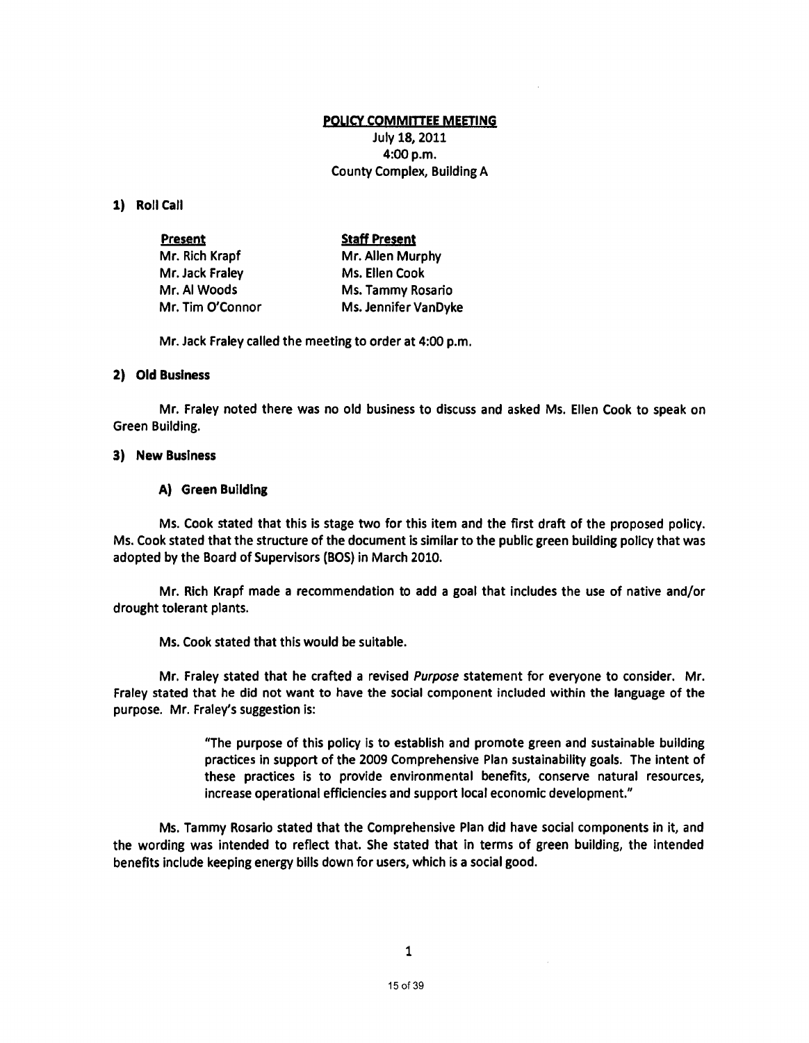# POLICY COMMITTEE MEETING

July 18, 2011
4:00 p.m.
County Complex, Building A

## 1) Roll Call

| Present | Staff Present |
|---|---|
| Mr. Rich Krapf | Mr. Allen Murphy |
| Mr. Jack Fraley | Ms. Ellen Cook |
| Mr. Al Woods | Ms. Tammy Rosario |
| Mr. Tim O'Connor | Ms. Jennifer VanDyke |

Mr. Jack Fraley called the meeting to order at 4:00 p.m.

## 2) Old Business

Mr. Fraley noted there was no old business to discuss and asked Ms. Ellen Cook to speak on Green Building.

## 3) New Business

### A) Green Building

Ms. Cook stated that this is stage two for this item and the first draft of the proposed policy. Ms. Cook stated that the structure of the document is similar to the public green building policy that was adopted by the Board of Supervisors (BOS) in March 2010.

Mr. Rich Krapf made a recommendation to add a goal that includes the use of native and/or drought tolerant plants.

Ms. Cook stated that this would be suitable.

Mr. Fraley stated that he crafted a revised *Purpose* statement for everyone to consider. Mr. Fraley stated that he did not want to have the social component included within the language of the purpose. Mr. Fraley's suggestion is:

> "The purpose of this policy is to establish and promote green and sustainable building practices in support of the 2009 Comprehensive Plan sustainability goals. The intent of these practices is to provide environmental benefits, conserve natural resources, increase operational efficiencies and support local economic development."

Ms. Tammy Rosario stated that the Comprehensive Plan did have social components in it, and the wording was intended to reflect that. She stated that in terms of green building, the intended benefits include keeping energy bills down for users, which is a social good.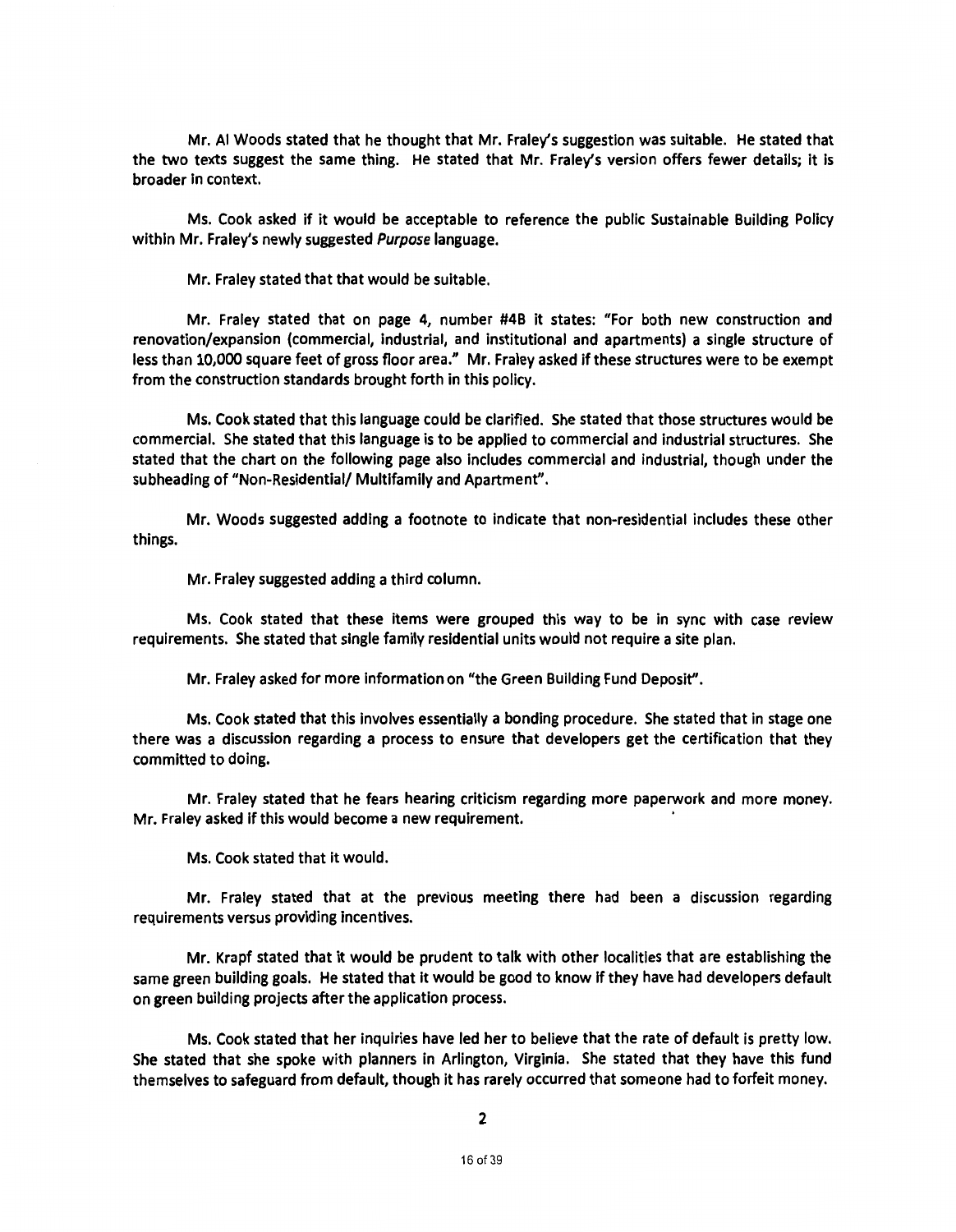Mr. Al Woods stated that he thought that Mr. Fraley's suggestion was suitable. He stated that the two texts suggest the same thing. He stated that Mr. Fraley's version offers fewer details; it is broader in context.

Ms. Cook asked if it would be acceptable to reference the public Sustainable Building Policy within Mr. Fraley's newly suggested *Purpose* language.

Mr. Fraley stated that that would be suitable.

Mr. Fraley stated that on page 4, number #4B it states: "For both new construction and renovation/expansion (commercial, industrial, and institutional and apartments) a single structure of less than 10,000 square feet of gross floor area." Mr. Fraley asked if these structures were to be exempt from the construction standards brought forth in this policy.

Ms. Cook stated that this language could be clarified. She stated that those structures would be commercial. She stated that this language is to be applied to commercial and industrial structures. She stated that the chart on the following page also includes commercial and industrial, though under the subheading of "Non-Residential/ Multifamily and Apartment".

Mr. Woods suggested adding a footnote to indicate that non-residential includes these other things.

Mr. Fraley suggested adding a third column.

Ms. Cook stated that these items were grouped this way to be in sync with case review requirements. She stated that single family residential units would not require a site plan.

Mr. Fraley asked for more information on "the Green Building Fund Deposit".

Ms. Cook stated that this involves essentially a bonding procedure. She stated that in stage one there was a discussion regarding a process to ensure that developers get the certification that they committed to doing.

Mr. Fraley stated that he fears hearing criticism regarding more paperwork and more money. Mr. Fraley asked if this would become a new requirement.

Ms. Cook stated that it would.

Mr. Fraley stated that at the previous meeting there had been a discussion regarding requirements versus providing incentives.

Mr. Krapf stated that it would be prudent to talk with other localities that are establishing the same green building goals. He stated that it would be good to know if they have had developers default on green building projects after the application process.

Ms. Cook stated that her inquiries have led her to believe that the rate of default is pretty low. She stated that she spoke with planners in Arlington, Virginia. She stated that they have this fund themselves to safeguard from default, though it has rarely occurred that someone had to forfeit money.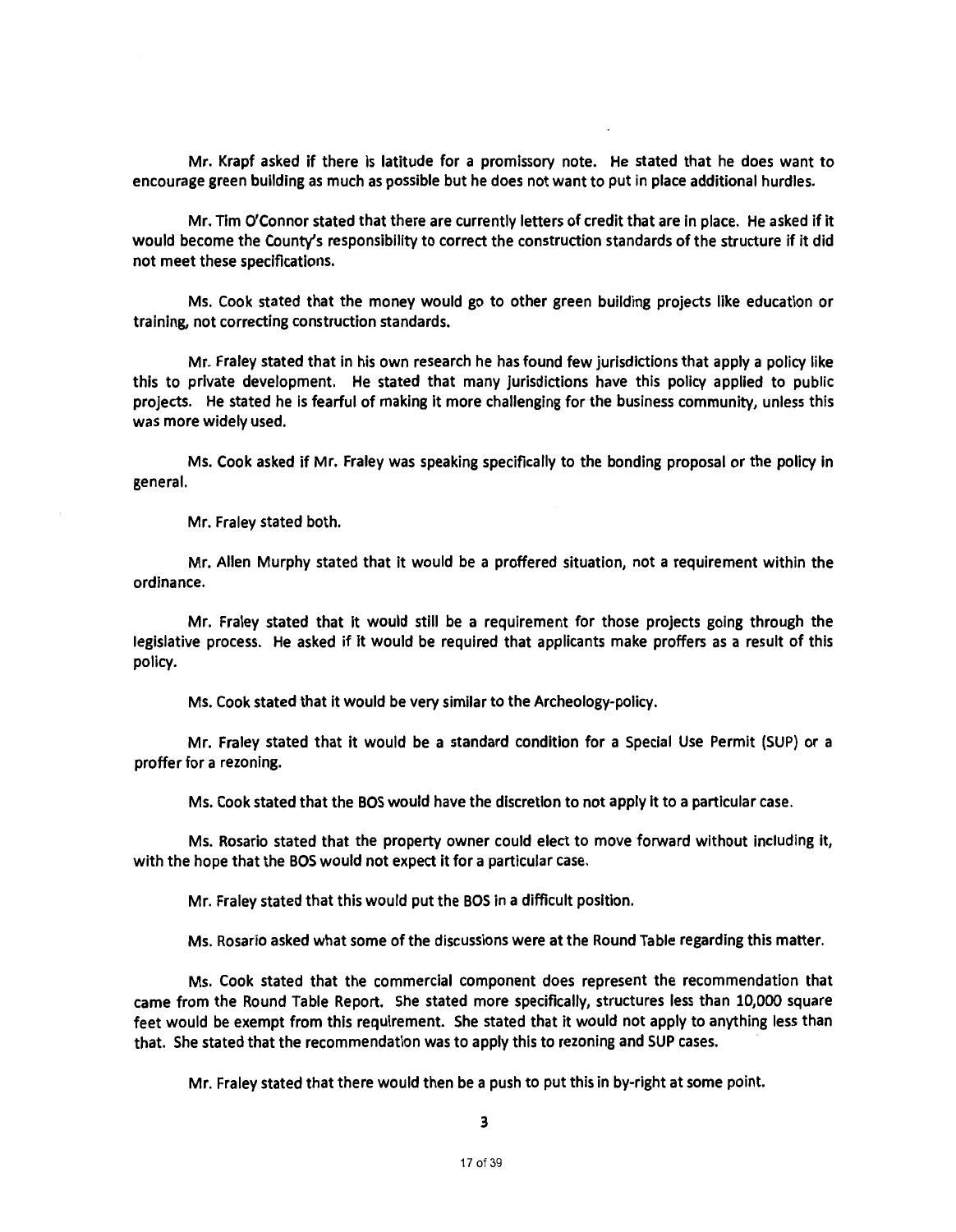Mr. Krapf asked if there is latitude for a promissory note. He stated that he does want to encourage green building as much as possible but he does not want to put in place additional hurdles.

Mr. Tim O'Connor stated that there are currently letters of credit that are in place. He asked if it would become the County's responsibility to correct the construction standards of the structure if it did not meet these specifications.

Ms. Cook stated that the money would go to other green building projects like education or training, not correcting construction standards.

Mr. Fraley stated that in his own research he has found few jurisdictions that apply a policy like this to private development. He stated that many jurisdictions have this policy applied to public projects. He stated he is fearful of making it more challenging for the business community, unless this was more widely used.

Ms. Cook asked if Mr. Fraley was speaking specifically to the bonding proposal or the policy in general.

Mr. Fraley stated both.

Mr. Allen Murphy stated that it would be a proffered situation, not a requirement within the ordinance.

Mr. Fraley stated that it would still be a requirement for those projects going through the legislative process. He asked if it would be required that applicants make proffers as a result of this policy.

Ms. Cook stated that it would be very similar to the Archeology-policy.

Mr. Fraley stated that it would be a standard condition for a Special Use Permit (SUP) or a proffer for a rezoning.

Ms. Cook stated that the BOS would have the discretion to not apply it to a particular case.

Ms. Rosario stated that the property owner could elect to move forward without including it, with the hope that the BOS would not expect it for a particular case.

Mr. Fraley stated that this would put the BOS in a difficult position.

Ms. Rosario asked what some of the discussions were at the Round Table regarding this matter.

Ms. Cook stated that the commercial component does represent the recommendation that came from the Round Table Report. She stated more specifically, structures less than 10,000 square feet would be exempt from this requirement. She stated that it would not apply to anything less than that. She stated that the recommendation was to apply this to rezoning and SUP cases.

Mr. Fraley stated that there would then be a push to put this in by-right at some point.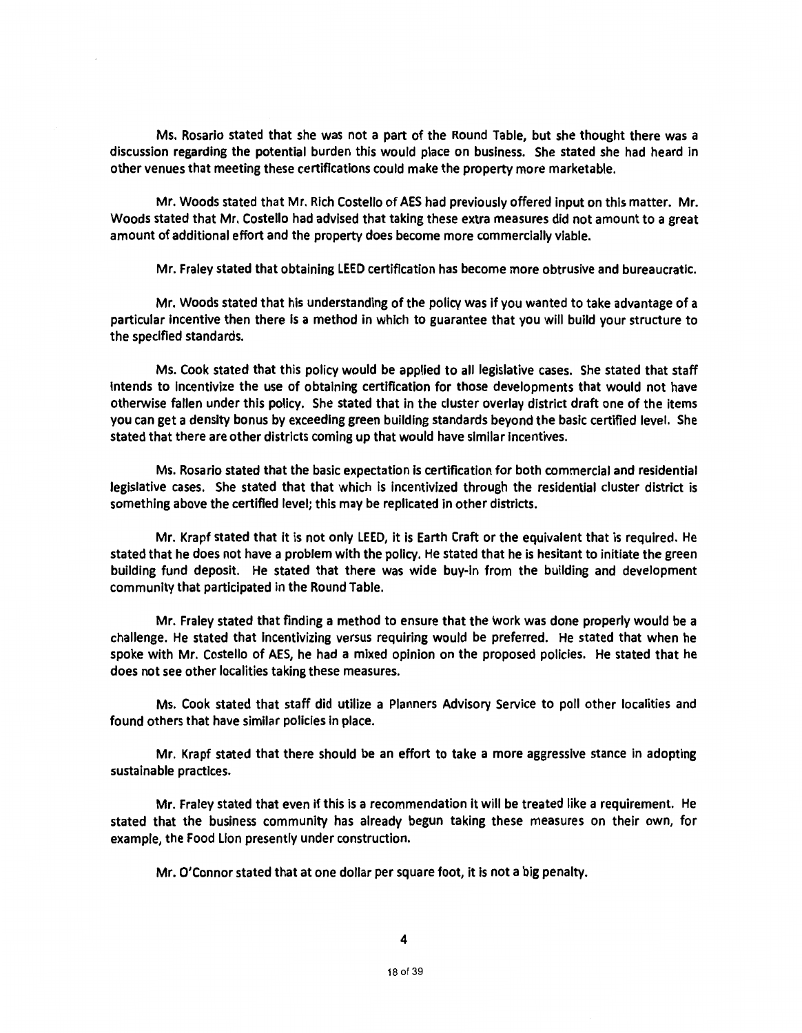Ms. Rosario stated that she was not a part of the Round Table, but she thought there was a discussion regarding the potential burden this would place on business. She stated she had heard in other venues that meeting these certifications could make the property more marketable.

Mr. Woods stated that Mr. Rich Costello of AES had previously offered input on this matter. Mr. Woods stated that Mr. Costello had advised that taking these extra measures did not amount to a great amount of additional effort and the property does become more commercially viable.

Mr. Fraley stated that obtaining LEED certification has become more obtrusive and bureaucratic.

Mr. Woods stated that his understanding of the policy was if you wanted to take advantage of a particular incentive then there is a method in which to guarantee that you will build your structure to the specified standards.

Ms. Cook stated that this policy would be applied to all legislative cases. She stated that staff intends to incentivize the use of obtaining certification for those developments that would not have otherwise fallen under this policy. She stated that in the cluster overlay district draft one of the items you can get a density bonus by exceeding green building standards beyond the basic certified level. She stated that there are other districts coming up that would have similar incentives.

Ms. Rosario stated that the basic expectation is certification for both commercial and residential legislative cases. She stated that that which is incentivized through the residential cluster district is something above the certified level; this may be replicated in other districts.

Mr. Krapf stated that it is not only LEED, it is Earth Craft or the equivalent that is required. He stated that he does not have a problem with the policy. He stated that he is hesitant to initiate the green building fund deposit. He stated that there was wide buy-in from the building and development community that participated in the Round Table.

Mr. Fraley stated that finding a method to ensure that the work was done properly would be a challenge. He stated that incentivizing versus requiring would be preferred. He stated that when he spoke with Mr. Costello of AES, he had a mixed opinion on the proposed policies. He stated that he does not see other localities taking these measures.

Ms. Cook stated that staff did utilize a Planners Advisory Service to poll other localities and found others that have similar policies in place.

Mr. Krapf stated that there should be an effort to take a more aggressive stance in adopting sustainable practices.

Mr. Fraley stated that even if this is a recommendation it will be treated like a requirement. He stated that the business community has already begun taking these measures on their own, for example, the Food Lion presently under construction.

Mr. O'Connor stated that at one dollar per square foot, it is not a big penalty.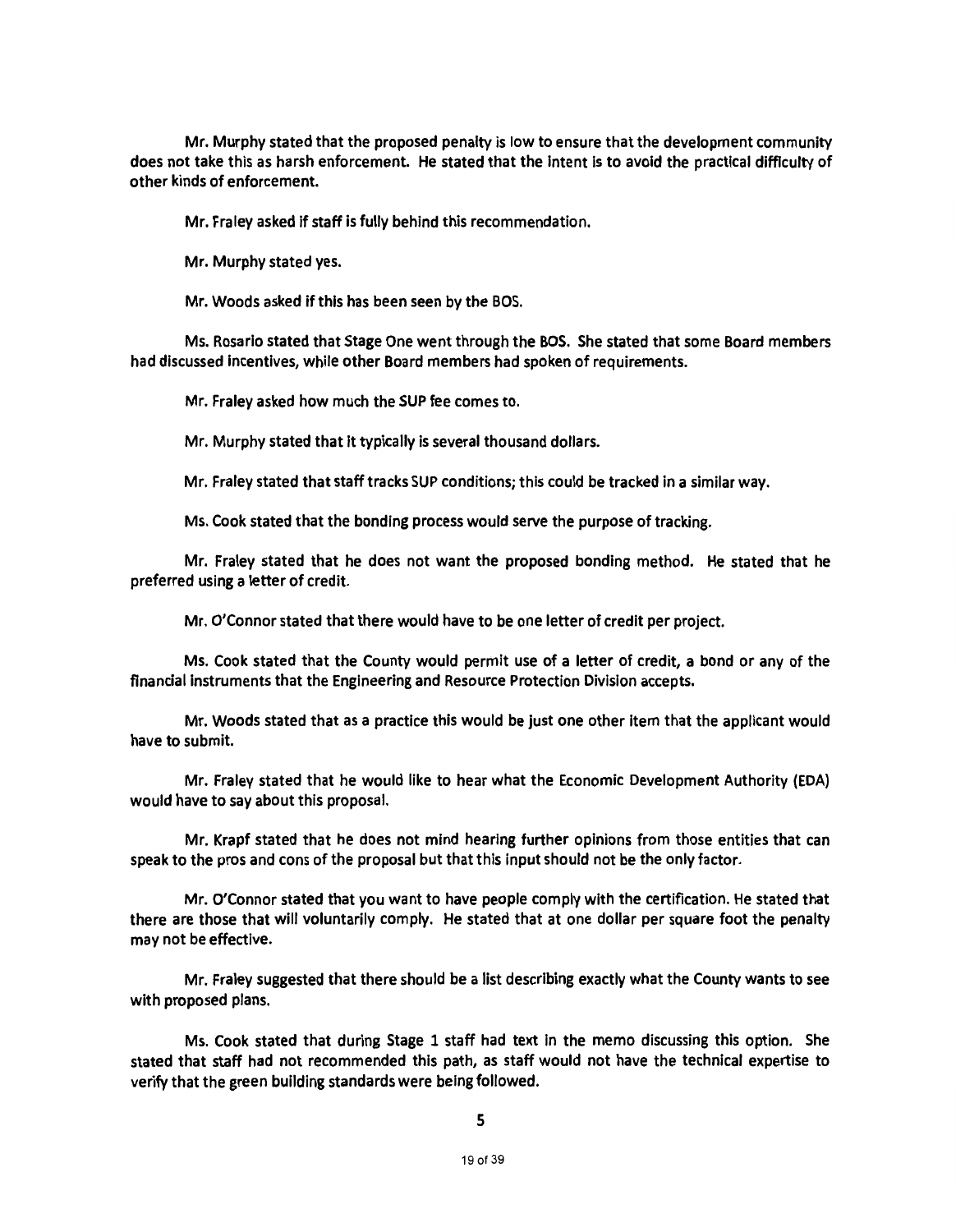Mr. Murphy stated that the proposed penalty is low to ensure that the development community does not take this as harsh enforcement. He stated that the intent is to avoid the practical difficulty of other kinds of enforcement.

Mr. Fraley asked if staff is fully behind this recommendation.

Mr. Murphy stated yes.

Mr. Woods asked if this has been seen by the BOS.

Ms. Rosario stated that Stage One went through the BOS. She stated that some Board members had discussed incentives, while other Board members had spoken of requirements.

Mr. Fraley asked how much the SUP fee comes to.

Mr. Murphy stated that it typically is several thousand dollars.

Mr. Fraley stated that staff tracks SUP conditions; this could be tracked in a similar way.

Ms. Cook stated that the bonding process would serve the purpose of tracking.

Mr. Fraley stated that he does not want the proposed bonding method. He stated that he preferred using a letter of credit.

Mr. O'Connor stated that there would have to be one letter of credit per project.

Ms. Cook stated that the County would permit use of a letter of credit, a bond or any of the financial instruments that the Engineering and Resource Protection Division accepts.

Mr. Woods stated that as a practice this would be just one other item that the applicant would have to submit.

Mr. Fraley stated that he would like to hear what the Economic Development Authority (EDA) would have to say about this proposal.

Mr. Krapf stated that he does not mind hearing further opinions from those entities that can speak to the pros and cons of the proposal but that this input should not be the only factor.

Mr. O'Connor stated that you want to have people comply with the certification. He stated that there are those that will voluntarily comply. He stated that at one dollar per square foot the penalty may not be effective.

Mr. Fraley suggested that there should be a list describing exactly what the County wants to see with proposed plans.

Ms. Cook stated that during Stage 1 staff had text in the memo discussing this option. She stated that staff had not recommended this path, as staff would not have the technical expertise to verify that the green building standards were being followed.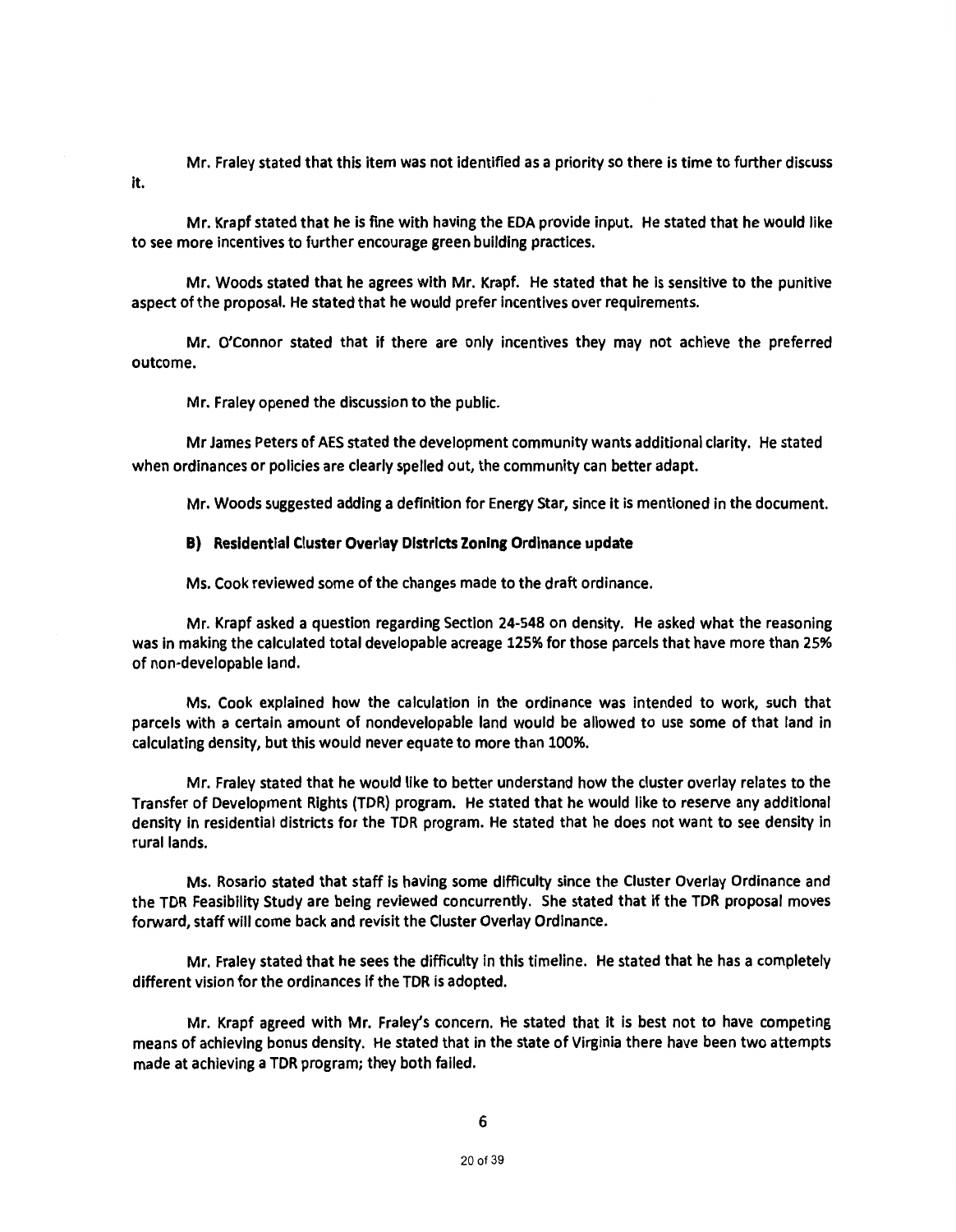Mr. Fraley stated that this item was not identified as a priority so there is time to further discuss it.

Mr. Krapf stated that he is fine with having the EDA provide input. He stated that he would like to see more incentives to further encourage green building practices.

Mr. Woods stated that he agrees with Mr. Krapf. He stated that he is sensitive to the punitive aspect of the proposal. He stated that he would prefer incentives over requirements.

Mr. O'Connor stated that if there are only incentives they may not achieve the preferred outcome.

Mr. Fraley opened the discussion to the public.

Mr James Peters of AES stated the development community wants additional clarity. He stated when ordinances or policies are clearly spelled out, the community can better adapt.

Mr. Woods suggested adding a definition for Energy Star, since it is mentioned in the document.

**B) Residential Cluster Overlay Districts Zoning Ordinance update**

Ms. Cook reviewed some of the changes made to the draft ordinance.

Mr. Krapf asked a question regarding Section 24-548 on density. He asked what the reasoning was in making the calculated total developable acreage 125% for those parcels that have more than 25% of non-developable land.

Ms. Cook explained how the calculation in the ordinance was intended to work, such that parcels with a certain amount of nondevelopable land would be allowed to use some of that land in calculating density, but this would never equate to more than 100%.

Mr. Fraley stated that he would like to better understand how the cluster overlay relates to the Transfer of Development Rights (TDR) program. He stated that he would like to reserve any additional density in residential districts for the TDR program. He stated that he does not want to see density in rural lands.

Ms. Rosario stated that staff is having some difficulty since the Cluster Overlay Ordinance and the TDR Feasibility Study are being reviewed concurrently. She stated that if the TDR proposal moves forward, staff will come back and revisit the Cluster Overlay Ordinance.

Mr. Fraley stated that he sees the difficulty in this timeline. He stated that he has a completely different vision for the ordinances if the TDR is adopted.

Mr. Krapf agreed with Mr. Fraley's concern. He stated that it is best not to have competing means of achieving bonus density. He stated that in the state of Virginia there have been two attempts made at achieving a TDR program; they both failed.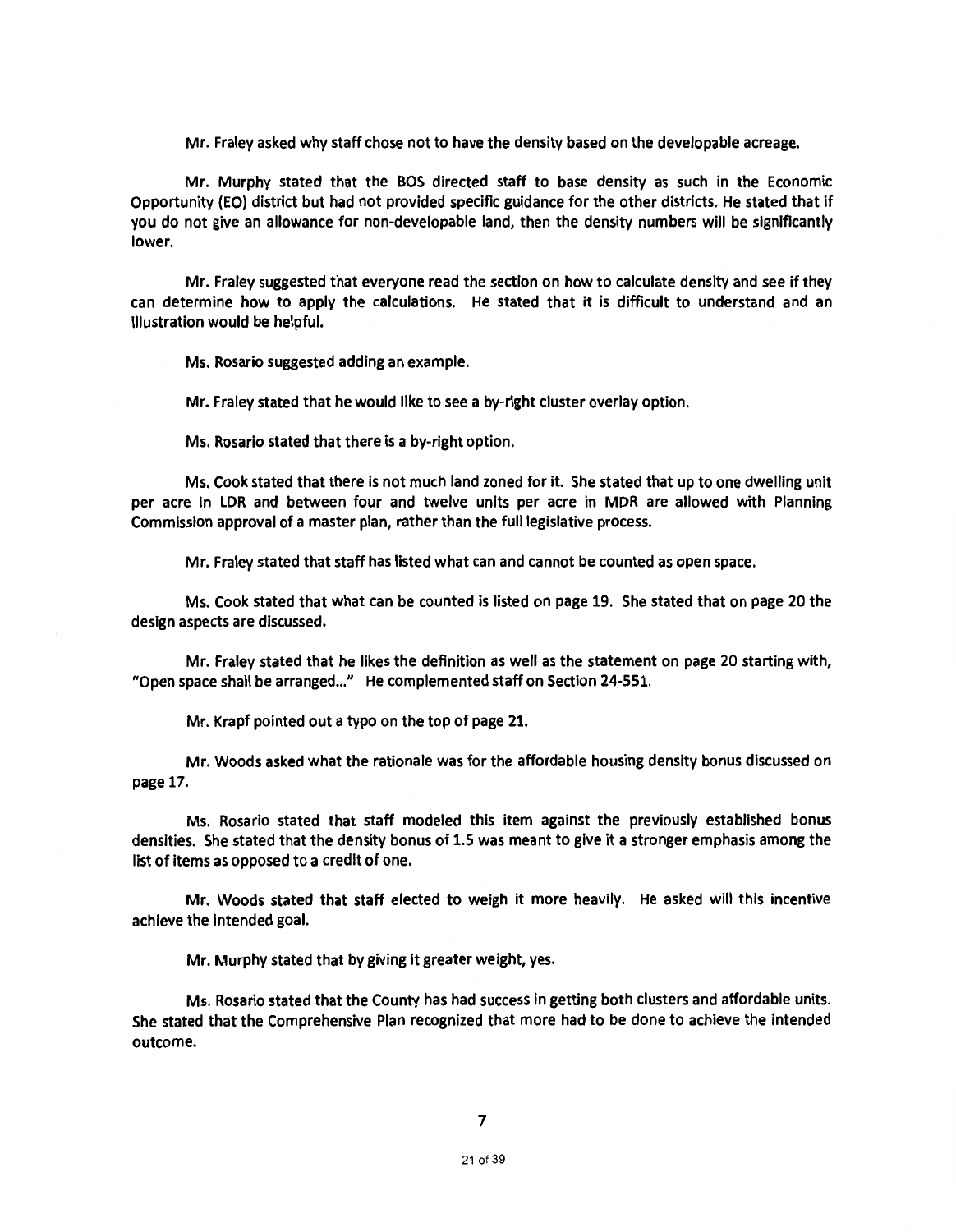Mr. Fraley asked why staff chose not to have the density based on the developable acreage.

Mr. Murphy stated that the BOS directed staff to base density as such in the Economic Opportunity (EO) district but had not provided specific guidance for the other districts. He stated that if you do not give an allowance for non-developable land, then the density numbers will be significantly lower.

Mr. Fraley suggested that everyone read the section on how to calculate density and see if they can determine how to apply the calculations. He stated that it is difficult to understand and an illustration would be helpful.

Ms. Rosario suggested adding an example.

Mr. Fraley stated that he would like to see a by-right cluster overlay option.

Ms. Rosario stated that there is a by-right option.

Ms. Cook stated that there is not much land zoned for it. She stated that up to one dwelling unit per acre in LDR and between four and twelve units per acre in MDR are allowed with Planning Commission approval of a master plan, rather than the full legislative process.

Mr. Fraley stated that staff has listed what can and cannot be counted as open space.

Ms. Cook stated that what can be counted is listed on page 19. She stated that on page 20 the design aspects are discussed.

Mr. Fraley stated that he likes the definition as well as the statement on page 20 starting with, "Open space shall be arranged..." He complemented staff on Section 24-551.

Mr. Krapf pointed out a typo on the top of page 21.

Mr. Woods asked what the rationale was for the affordable housing density bonus discussed on page 17.

Ms. Rosario stated that staff modeled this item against the previously established bonus densities. She stated that the density bonus of 1.5 was meant to give it a stronger emphasis among the list of items as opposed to a credit of one.

Mr. Woods stated that staff elected to weigh it more heavily. He asked will this incentive achieve the intended goal.

Mr. Murphy stated that by giving it greater weight, yes.

Ms. Rosario stated that the County has had success in getting both clusters and affordable units. She stated that the Comprehensive Plan recognized that more had to be done to achieve the intended outcome.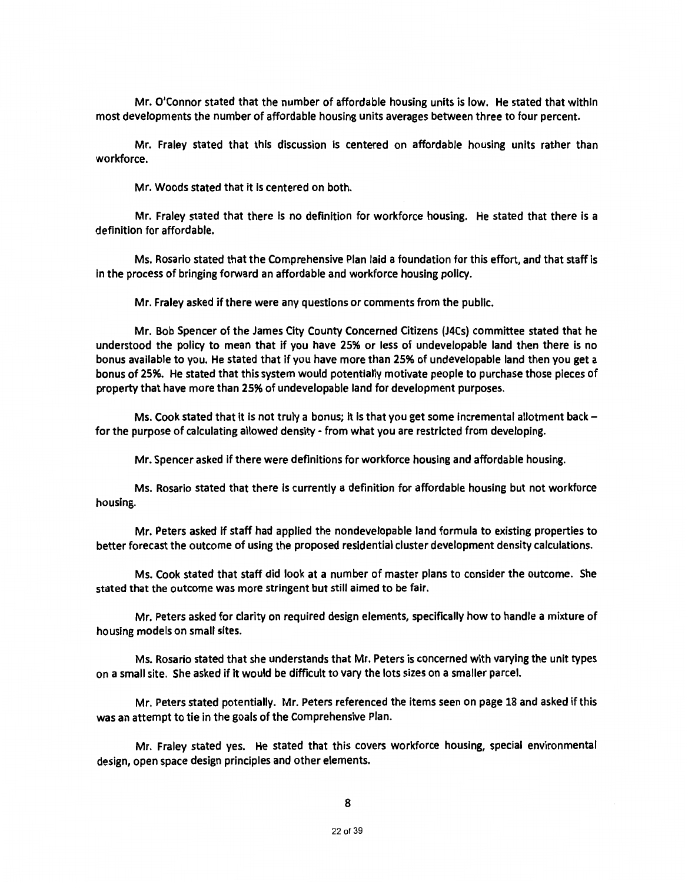Mr. O'Connor stated that the number of affordable housing units is low. He stated that within most developments the number of affordable housing units averages between three to four percent.

Mr. Fraley stated that this discussion is centered on affordable housing units rather than workforce.

Mr. Woods stated that it is centered on both.

Mr. Fraley stated that there is no definition for workforce housing. He stated that there is a definition for affordable.

Ms. Rosario stated that the Comprehensive Plan laid a foundation for this effort, and that staff is in the process of bringing forward an affordable and workforce housing policy.

Mr. Fraley asked if there were any questions or comments from the public.

Mr. Bob Spencer of the James City County Concerned Citizens (J4Cs) committee stated that he understood the policy to mean that if you have 25% or less of undevelopable land then there is no bonus available to you. He stated that if you have more than 25% of undevelopable land then you get a bonus of 25%. He stated that this system would potentially motivate people to purchase those pieces of property that have more than 25% of undevelopable land for development purposes.

Ms. Cook stated that it is not truly a bonus; it is that you get some incremental allotment back – for the purpose of calculating allowed density - from what you are restricted from developing.

Mr. Spencer asked if there were definitions for workforce housing and affordable housing.

Ms. Rosario stated that there is currently a definition for affordable housing but not workforce housing.

Mr. Peters asked if staff had applied the nondevelopable land formula to existing properties to better forecast the outcome of using the proposed residential cluster development density calculations.

Ms. Cook stated that staff did look at a number of master plans to consider the outcome. She stated that the outcome was more stringent but still aimed to be fair.

Mr. Peters asked for clarity on required design elements, specifically how to handle a mixture of housing models on small sites.

Ms. Rosario stated that she understands that Mr. Peters is concerned with varying the unit types on a small site. She asked if it would be difficult to vary the lots sizes on a smaller parcel.

Mr. Peters stated potentially. Mr. Peters referenced the items seen on page 18 and asked if this was an attempt to tie in the goals of the Comprehensive Plan.

Mr. Fraley stated yes. He stated that this covers workforce housing, special environmental design, open space design principles and other elements.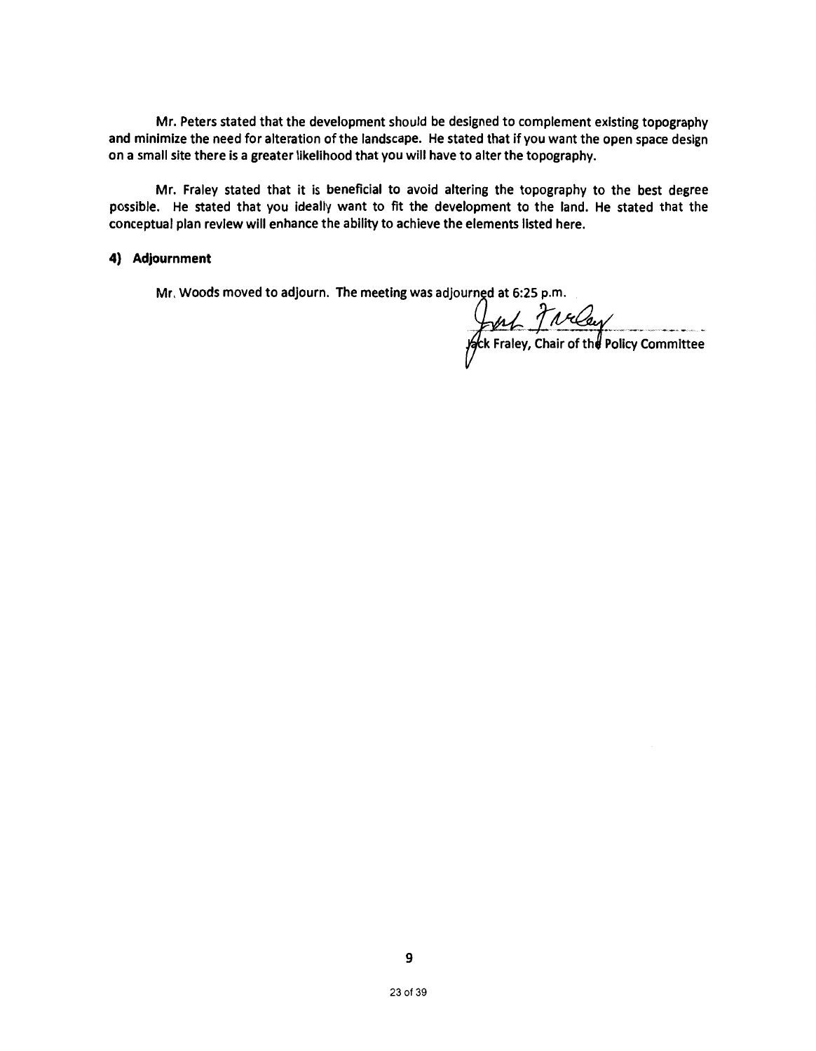Mr. Peters stated that the development should be designed to complement existing topography and minimize the need for alteration of the landscape. He stated that if you want the open space design on a small site there is a greater likelihood that you will have to alter the topography.

Mr. Fraley stated that it is beneficial to avoid altering the topography to the best degree possible. He stated that you ideally want to fit the development to the land. He stated that the conceptual plan review will enhance the ability to achieve the elements listed here.

**4) Adjournment**

Mr. Woods moved to adjourn. The meeting was adjourned at 6:25 p.m.

Jack Fraley, Chair of the Policy Committee